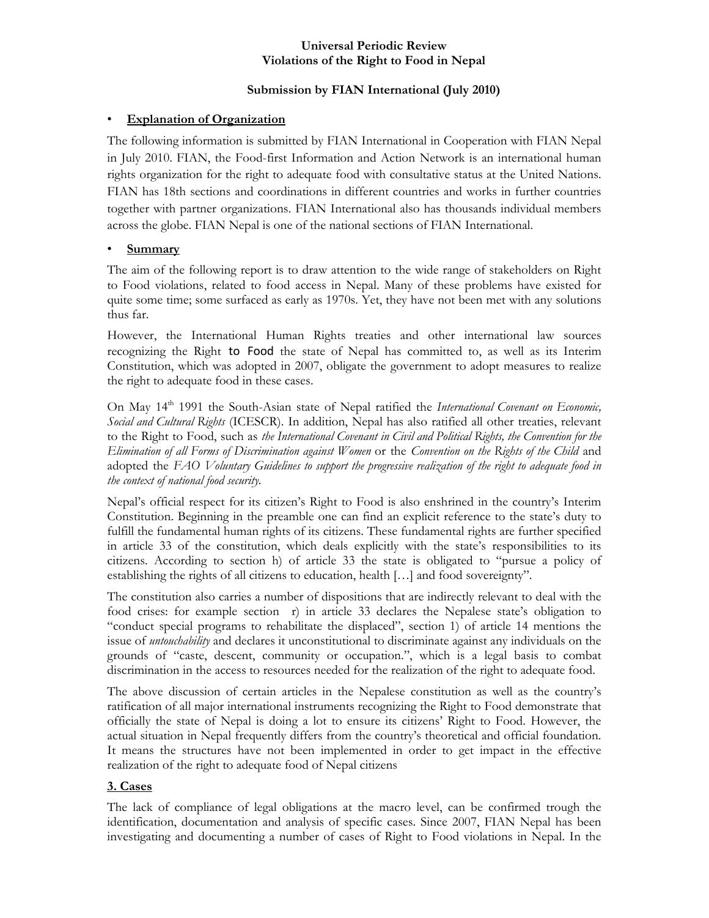**Universal Periodic Review**
**Violations of the Right to Food in Nepal**

**Submission by FIAN International (July 2010)**

- **Explanation of Organization**

The following information is submitted by FIAN International in Cooperation with FIAN Nepal in July 2010. FIAN, the Food-first Information and Action Network is an international human rights organization for the right to adequate food with consultative status at the United Nations. FIAN has 18th sections and coordinations in different countries and works in further countries together with partner organizations. FIAN International also has thousands individual members across the globe. FIAN Nepal is one of the national sections of FIAN International.

- **Summary**

The aim of the following report is to draw attention to the wide range of stakeholders on Right to Food violations, related to food access in Nepal. Many of these problems have existed for quite some time; some surfaced as early as 1970s. Yet, they have not been met with any solutions thus far.

However, the International Human Rights treaties and other international law sources recognizing the Right to Food the state of Nepal has committed to, as well as its Interim Constitution, which was adopted in 2007, obligate the government to adopt measures to realize the right to adequate food in these cases.

On May 14th 1991 the South-Asian state of Nepal ratified the *International Covenant on Economic, Social and Cultural Rights* (ICESCR). In addition, Nepal has also ratified all other treaties, relevant to the Right to Food, such as *the International Covenant in Civil and Political Rights, the Convention for the Elimination of all Forms of Discrimination against Women* or the *Convention on the Rights of the Child* and adopted the *FAO Voluntary Guidelines to support the progressive realization of the right to adequate food in the context of national food security.*

Nepal's official respect for its citizen's Right to Food is also enshrined in the country's Interim Constitution. Beginning in the preamble one can find an explicit reference to the state's duty to fulfill the fundamental human rights of its citizens. These fundamental rights are further specified in article 33 of the constitution, which deals explicitly with the state's responsibilities to its citizens. According to section h) of article 33 the state is obligated to "pursue a policy of establishing the rights of all citizens to education, health […] and food sovereignty".

The constitution also carries a number of dispositions that are indirectly relevant to deal with the food crises: for example section r) in article 33 declares the Nepalese state's obligation to "conduct special programs to rehabilitate the displaced", section 1) of article 14 mentions the issue of *untouchability* and declares it unconstitutional to discriminate against any individuals on the grounds of "caste, descent, community or occupation.", which is a legal basis to combat discrimination in the access to resources needed for the realization of the right to adequate food.

The above discussion of certain articles in the Nepalese constitution as well as the country's ratification of all major international instruments recognizing the Right to Food demonstrate that officially the state of Nepal is doing a lot to ensure its citizens' Right to Food. However, the actual situation in Nepal frequently differs from the country's theoretical and official foundation. It means the structures have not been implemented in order to get impact in the effective realization of the right to adequate food of Nepal citizens

**3. Cases**

The lack of compliance of legal obligations at the macro level, can be confirmed trough the identification, documentation and analysis of specific cases. Since 2007, FIAN Nepal has been investigating and documenting a number of cases of Right to Food violations in Nepal. In the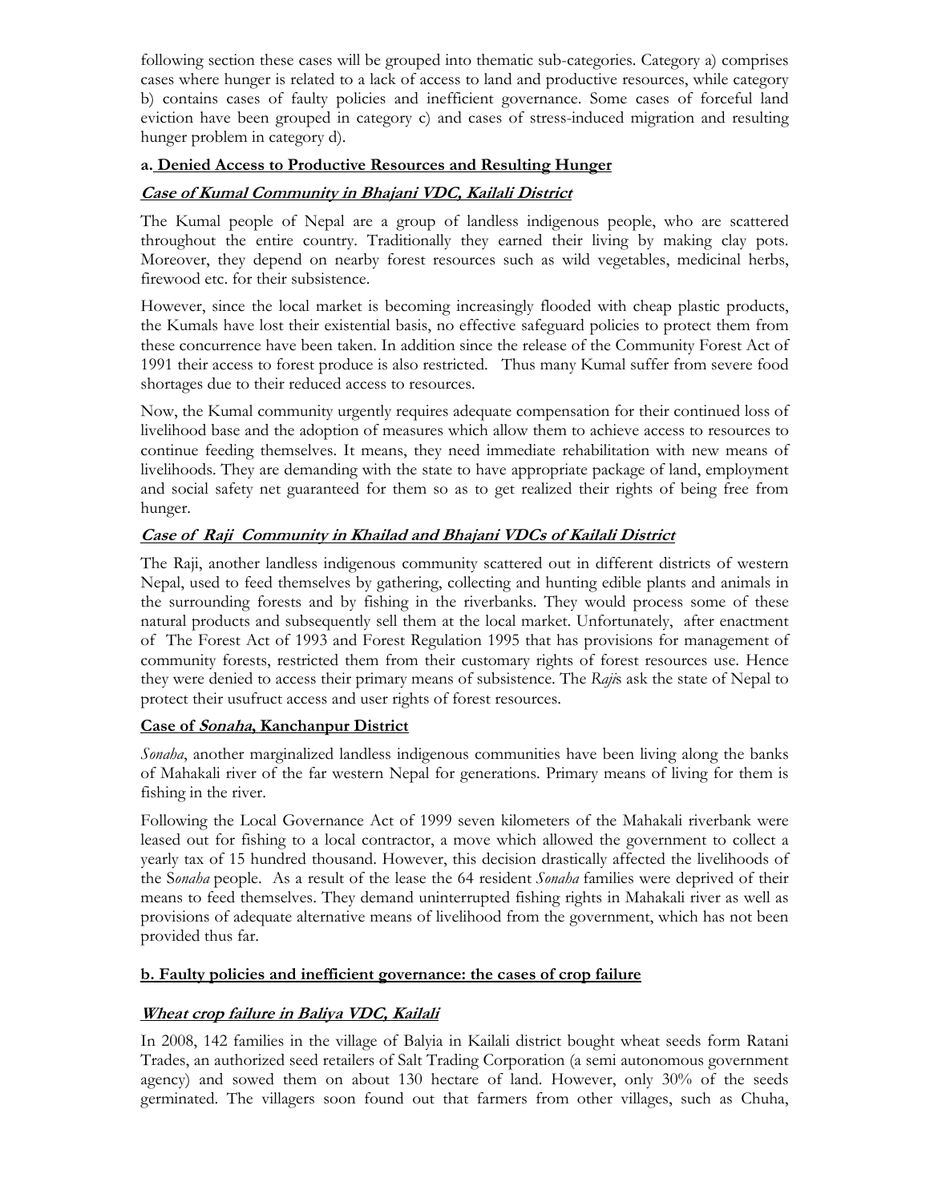following section these cases will be grouped into thematic sub-categories. Category a) comprises cases where hunger is related to a lack of access to land and productive resources, while category b) contains cases of faulty policies and inefficient governance. Some cases of forceful land eviction have been grouped in category c) and cases of stress-induced migration and resulting hunger problem in category d).

### a. Denied Access to Productive Resources and Resulting Hunger

#### *Case of Kumal Community in Bhajani VDC, Kailali District*

The Kumal people of Nepal are a group of landless indigenous people, who are scattered throughout the entire country. Traditionally they earned their living by making clay pots. Moreover, they depend on nearby forest resources such as wild vegetables, medicinal herbs, firewood etc. for their subsistence.

However, since the local market is becoming increasingly flooded with cheap plastic products, the Kumals have lost their existential basis, no effective safeguard policies to protect them from these concurrence have been taken. In addition since the release of the Community Forest Act of 1991 their access to forest produce is also restricted. Thus many Kumal suffer from severe food shortages due to their reduced access to resources.

Now, the Kumal community urgently requires adequate compensation for their continued loss of livelihood base and the adoption of measures which allow them to achieve access to resources to continue feeding themselves. It means, they need immediate rehabilitation with new means of livelihoods. They are demanding with the state to have appropriate package of land, employment and social safety net guaranteed for them so as to get realized their rights of being free from hunger.

#### *Case of Raji Community in Khailad and Bhajani VDCs of Kailali District*

The Raji, another landless indigenous community scattered out in different districts of western Nepal, used to feed themselves by gathering, collecting and hunting edible plants and animals in the surrounding forests and by fishing in the riverbanks. They would process some of these natural products and subsequently sell them at the local market. Unfortunately, after enactment of The Forest Act of 1993 and Forest Regulation 1995 that has provisions for management of community forests, restricted them from their customary rights of forest resources use. Hence they were denied to access their primary means of subsistence. The *Raji*s ask the state of Nepal to protect their usufruct access and user rights of forest resources.

#### Case of *Sonaha*, Kanchanpur District

*Sonaha*, another marginalized landless indigenous communities have been living along the banks of Mahakali river of the far western Nepal for generations. Primary means of living for them is fishing in the river.

Following the Local Governance Act of 1999 seven kilometers of the Mahakali riverbank were leased out for fishing to a local contractor, a move which allowed the government to collect a yearly tax of 15 hundred thousand. However, this decision drastically affected the livelihoods of the S*onaha* people. As a result of the lease the 64 resident *Sonaha* families were deprived of their means to feed themselves. They demand uninterrupted fishing rights in Mahakali river as well as provisions of adequate alternative means of livelihood from the government, which has not been provided thus far.

### b. Faulty policies and inefficient governance: the cases of crop failure

#### *Wheat crop failure in Baliya VDC, Kailali*

In 2008, 142 families in the village of Balyia in Kailali district bought wheat seeds form Ratani Trades, an authorized seed retailers of Salt Trading Corporation (a semi autonomous government agency) and sowed them on about 130 hectare of land. However, only 30% of the seeds germinated. The villagers soon found out that farmers from other villages, such as Chuha,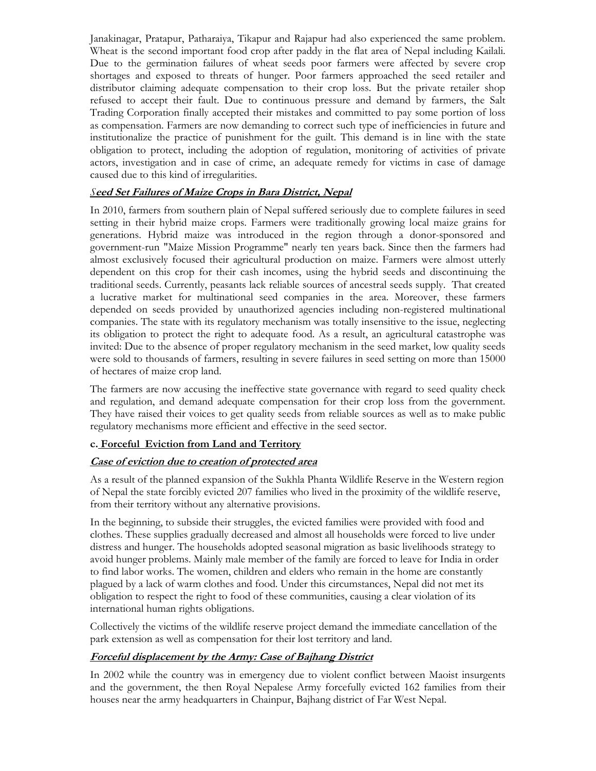Janakinagar, Pratapur, Patharaiya, Tikapur and Rajapur had also experienced the same problem. Wheat is the second important food crop after paddy in the flat area of Nepal including Kailali. Due to the germination failures of wheat seeds poor farmers were affected by severe crop shortages and exposed to threats of hunger. Poor farmers approached the seed retailer and distributor claiming adequate compensation to their crop loss. But the private retailer shop refused to accept their fault. Due to continuous pressure and demand by farmers, the Salt Trading Corporation finally accepted their mistakes and committed to pay some portion of loss as compensation. Farmers are now demanding to correct such type of inefficiencies in future and institutionalize the practice of punishment for the guilt. This demand is in line with the state obligation to protect, including the adoption of regulation, monitoring of activities of private actors, investigation and in case of crime, an adequate remedy for victims in case of damage caused due to this kind of irregularities.

***Seed Set Failures of Maize Crops in Bara District, Nepal***

In 2010, farmers from southern plain of Nepal suffered seriously due to complete failures in seed setting in their hybrid maize crops. Farmers were traditionally growing local maize grains for generations. Hybrid maize was introduced in the region through a donor-sponsored and government-run "Maize Mission Programme" nearly ten years back. Since then the farmers had almost exclusively focused their agricultural production on maize. Farmers were almost utterly dependent on this crop for their cash incomes, using the hybrid seeds and discontinuing the traditional seeds. Currently, peasants lack reliable sources of ancestral seeds supply. That created a lucrative market for multinational seed companies in the area. Moreover, these farmers depended on seeds provided by unauthorized agencies including non-registered multinational companies. The state with its regulatory mechanism was totally insensitive to the issue, neglecting its obligation to protect the right to adequate food. As a result, an agricultural catastrophe was invited: Due to the absence of proper regulatory mechanism in the seed market, low quality seeds were sold to thousands of farmers, resulting in severe failures in seed setting on more than 15000 of hectares of maize crop land.

The farmers are now accusing the ineffective state governance with regard to seed quality check and regulation, and demand adequate compensation for their crop loss from the government. They have raised their voices to get quality seeds from reliable sources as well as to make public regulatory mechanisms more efficient and effective in the seed sector.

**c. Forceful Eviction from Land and Territory**

***Case of eviction due to creation of protected area***

As a result of the planned expansion of the Sukhla Phanta Wildlife Reserve in the Western region of Nepal the state forcibly evicted 207 families who lived in the proximity of the wildlife reserve, from their territory without any alternative provisions.

In the beginning, to subside their struggles, the evicted families were provided with food and clothes. These supplies gradually decreased and almost all households were forced to live under distress and hunger. The households adopted seasonal migration as basic livelihoods strategy to avoid hunger problems. Mainly male member of the family are forced to leave for India in order to find labor works. The women, children and elders who remain in the home are constantly plagued by a lack of warm clothes and food. Under this circumstances, Nepal did not met its obligation to respect the right to food of these communities, causing a clear violation of its international human rights obligations.

Collectively the victims of the wildlife reserve project demand the immediate cancellation of the park extension as well as compensation for their lost territory and land.

***Forceful displacement by the Army: Case of Bajhang District***

In 2002 while the country was in emergency due to violent conflict between Maoist insurgents and the government, the then Royal Nepalese Army forcefully evicted 162 families from their houses near the army headquarters in Chainpur, Bajhang district of Far West Nepal.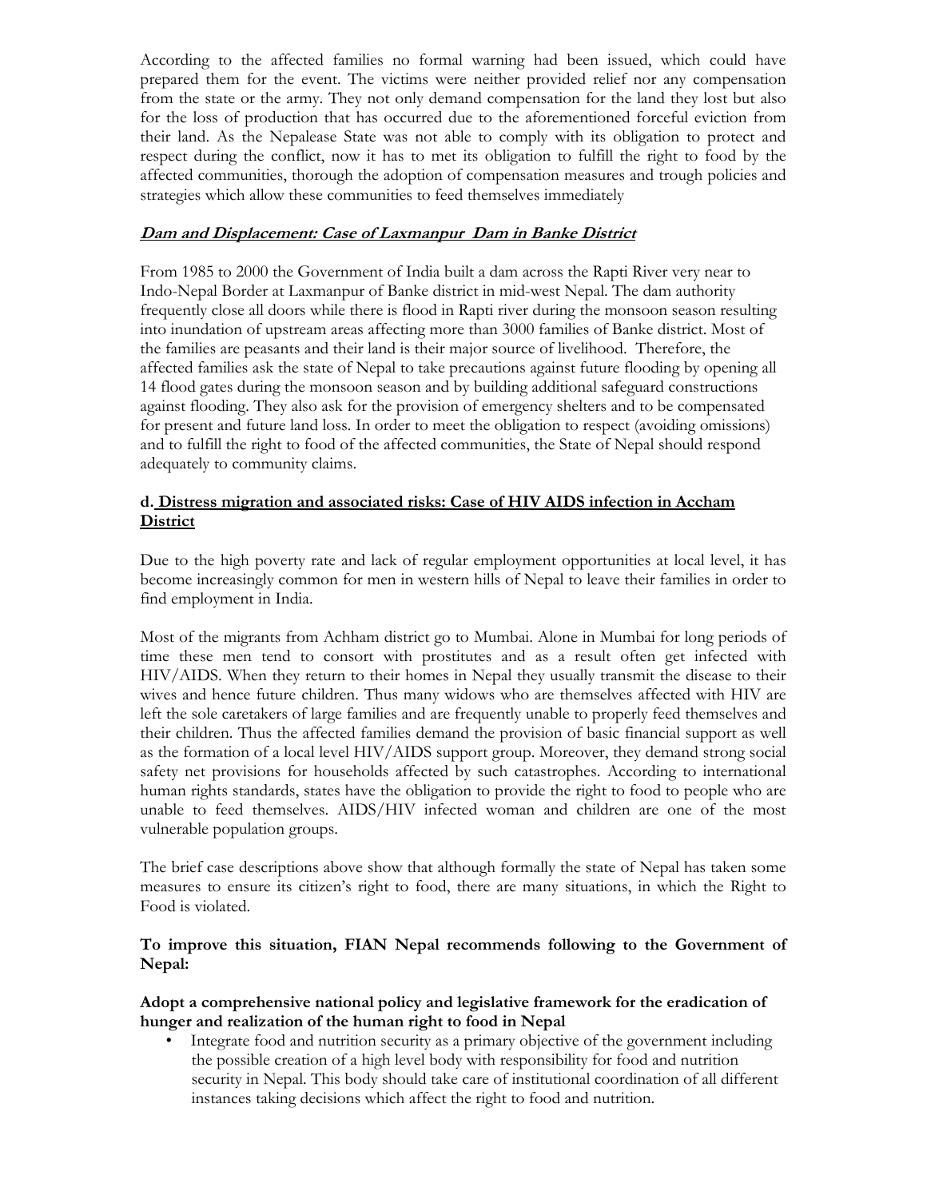According to the affected families no formal warning had been issued, which could have prepared them for the event. The victims were neither provided relief nor any compensation from the state or the army. They not only demand compensation for the land they lost but also for the loss of production that has occurred due to the aforementioned forceful eviction from their land. As the Nepalease State was not able to comply with its obligation to protect and respect during the conflict, now it has to met its obligation to fulfill the right to food by the affected communities, thorough the adoption of compensation measures and trough policies and strategies which allow these communities to feed themselves immediately

***Dam and Displacement: Case of Laxmanpur Dam in Banke District***

From 1985 to 2000 the Government of India built a dam across the Rapti River very near to Indo-Nepal Border at Laxmanpur of Banke district in mid-west Nepal. The dam authority frequently close all doors while there is flood in Rapti river during the monsoon season resulting into inundation of upstream areas affecting more than 3000 families of Banke district. Most of the families are peasants and their land is their major source of livelihood. Therefore, the affected families ask the state of Nepal to take precautions against future flooding by opening all 14 flood gates during the monsoon season and by building additional safeguard constructions against flooding. They also ask for the provision of emergency shelters and to be compensated for present and future land loss. In order to meet the obligation to respect (avoiding omissions) and to fulfill the right to food of the affected communities, the State of Nepal should respond adequately to community claims.

**d. Distress migration and associated risks: Case of HIV AIDS infection in Accham District**

Due to the high poverty rate and lack of regular employment opportunities at local level, it has become increasingly common for men in western hills of Nepal to leave their families in order to find employment in India.

Most of the migrants from Achham district go to Mumbai. Alone in Mumbai for long periods of time these men tend to consort with prostitutes and as a result often get infected with HIV/AIDS. When they return to their homes in Nepal they usually transmit the disease to their wives and hence future children. Thus many widows who are themselves affected with HIV are left the sole caretakers of large families and are frequently unable to properly feed themselves and their children. Thus the affected families demand the provision of basic financial support as well as the formation of a local level HIV/AIDS support group. Moreover, they demand strong social safety net provisions for households affected by such catastrophes. According to international human rights standards, states have the obligation to provide the right to food to people who are unable to feed themselves. AIDS/HIV infected woman and children are one of the most vulnerable population groups.

The brief case descriptions above show that although formally the state of Nepal has taken some measures to ensure its citizen's right to food, there are many situations, in which the Right to Food is violated.

**To improve this situation, FIAN Nepal recommends following to the Government of Nepal:**

**Adopt a comprehensive national policy and legislative framework for the eradication of hunger and realization of the human right to food in Nepal**

- Integrate food and nutrition security as a primary objective of the government including the possible creation of a high level body with responsibility for food and nutrition security in Nepal. This body should take care of institutional coordination of all different instances taking decisions which affect the right to food and nutrition.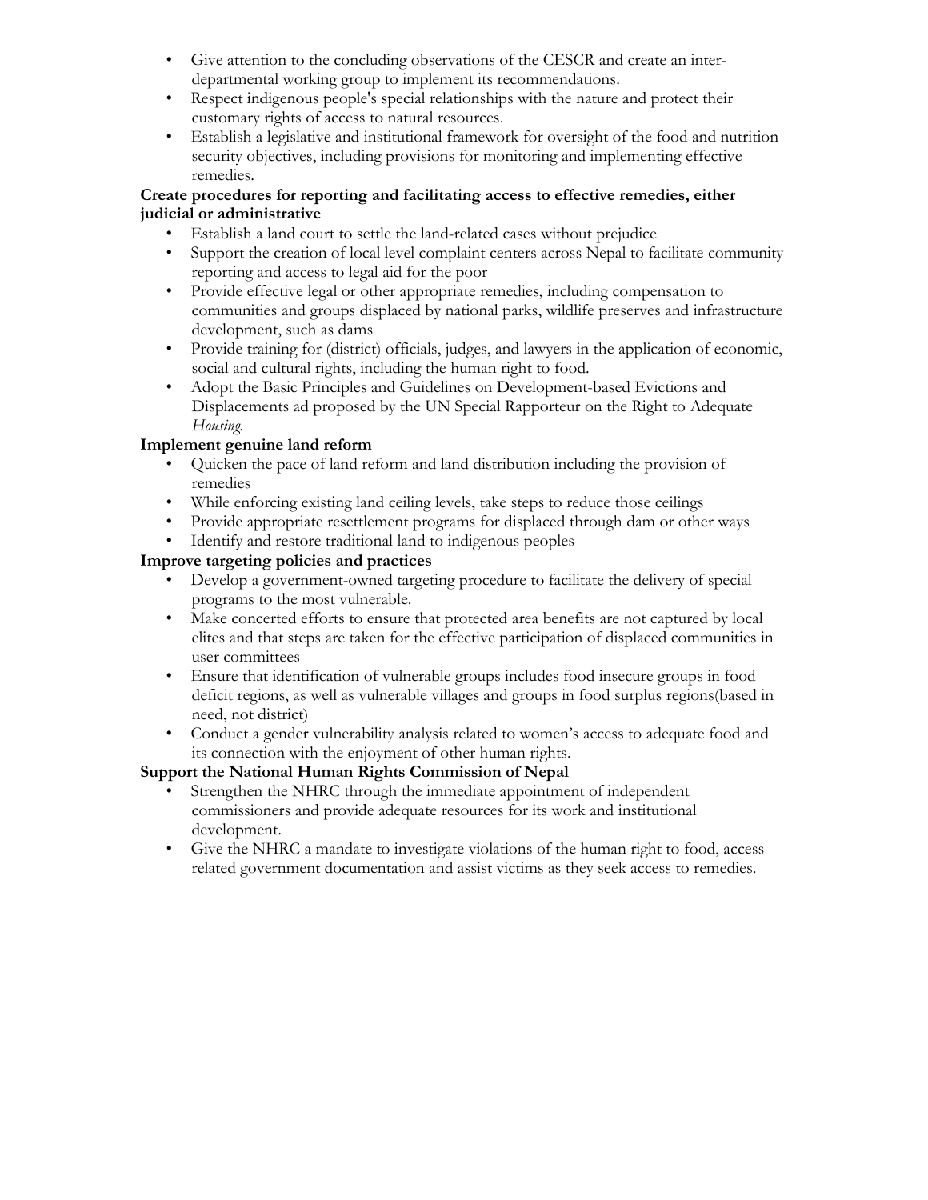- Give attention to the concluding observations of the CESCR and create an inter-departmental working group to implement its recommendations.
- Respect indigenous people's special relationships with the nature and protect their customary rights of access to natural resources.
- Establish a legislative and institutional framework for oversight of the food and nutrition security objectives, including provisions for monitoring and implementing effective remedies.

**Create procedures for reporting and facilitating access to effective remedies, either judicial or administrative**

- Establish a land court to settle the land-related cases without prejudice
- Support the creation of local level complaint centers across Nepal to facilitate community reporting and access to legal aid for the poor
- Provide effective legal or other appropriate remedies, including compensation to communities and groups displaced by national parks, wildlife preserves and infrastructure development, such as dams
- Provide training for (district) officials, judges, and lawyers in the application of economic, social and cultural rights, including the human right to food.
- Adopt the Basic Principles and Guidelines on Development-based Evictions and Displacements ad proposed by the UN Special Rapporteur on the Right to Adequate *Housing.*

**Implement genuine land reform**

- Quicken the pace of land reform and land distribution including the provision of remedies
- While enforcing existing land ceiling levels, take steps to reduce those ceilings
- Provide appropriate resettlement programs for displaced through dam or other ways
- Identify and restore traditional land to indigenous peoples

**Improve targeting policies and practices**

- Develop a government-owned targeting procedure to facilitate the delivery of special programs to the most vulnerable.
- Make concerted efforts to ensure that protected area benefits are not captured by local elites and that steps are taken for the effective participation of displaced communities in user committees
- Ensure that identification of vulnerable groups includes food insecure groups in food deficit regions, as well as vulnerable villages and groups in food surplus regions(based in need, not district)
- Conduct a gender vulnerability analysis related to women's access to adequate food and its connection with the enjoyment of other human rights.

**Support the National Human Rights Commission of Nepal**

- Strengthen the NHRC through the immediate appointment of independent commissioners and provide adequate resources for its work and institutional development.
- Give the NHRC a mandate to investigate violations of the human right to food, access related government documentation and assist victims as they seek access to remedies.